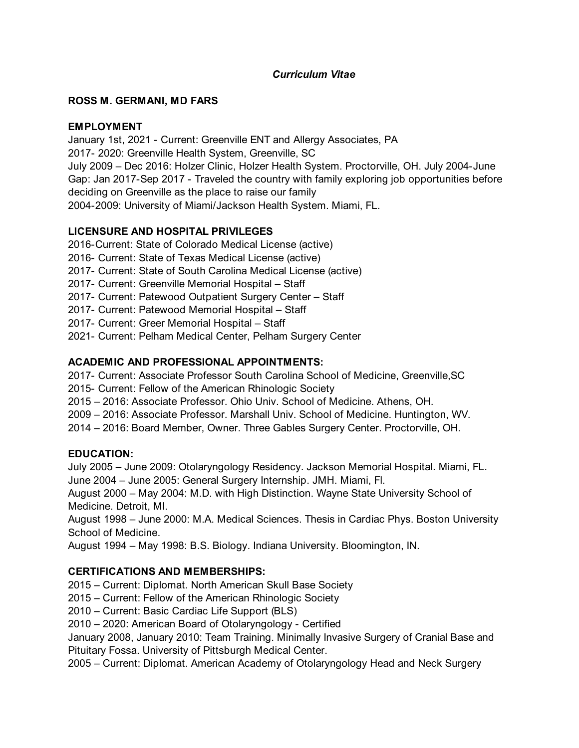*Curriculum Vitae*

**ROSS M. GERMANI, MD FARS**

**EMPLOYMENT**

January 1st, 2021 - Current: Greenville ENT and Allergy Associates, PA
2017- 2020: Greenville Health System, Greenville, SC
July 2009 – Dec 2016: Holzer Clinic, Holzer Health System. Proctorville, OH. July 2004-June
Gap: Jan 2017-Sep 2017 - Traveled the country with family exploring job opportunities before deciding on Greenville as the place to raise our family
2004-2009: University of Miami/Jackson Health System. Miami, FL.

**LICENSURE AND HOSPITAL PRIVILEGES**

2016-Current: State of Colorado Medical License (active)
2016- Current: State of Texas Medical License (active)
2017- Current: State of South Carolina Medical License (active)
2017- Current: Greenville Memorial Hospital – Staff
2017- Current: Patewood Outpatient Surgery Center – Staff
2017- Current: Patewood Memorial Hospital – Staff
2017- Current: Greer Memorial Hospital – Staff
2021- Current: Pelham Medical Center, Pelham Surgery Center

**ACADEMIC AND PROFESSIONAL APPOINTMENTS:**

2017- Current: Associate Professor South Carolina School of Medicine, Greenville,SC
2015- Current: Fellow of the American Rhinologic Society
2015 – 2016: Associate Professor. Ohio Univ. School of Medicine. Athens, OH.
2009 – 2016: Associate Professor. Marshall Univ. School of Medicine. Huntington, WV.
2014 – 2016: Board Member, Owner. Three Gables Surgery Center. Proctorville, OH.

**EDUCATION:**

July 2005 – June 2009: Otolaryngology Residency. Jackson Memorial Hospital. Miami, FL.
June 2004 – June 2005: General Surgery Internship. JMH. Miami, Fl.
August 2000 – May 2004: M.D. with High Distinction. Wayne State University School of Medicine. Detroit, MI.
August 1998 – June 2000: M.A. Medical Sciences. Thesis in Cardiac Phys. Boston University School of Medicine.
August 1994 – May 1998: B.S. Biology. Indiana University. Bloomington, IN.

**CERTIFICATIONS AND MEMBERSHIPS:**

2015 – Current: Diplomat. North American Skull Base Society
2015 – Current: Fellow of the American Rhinologic Society
2010 – Current: Basic Cardiac Life Support (BLS)
2010 – 2020: American Board of Otolaryngology - Certified
January 2008, January 2010: Team Training. Minimally Invasive Surgery of Cranial Base and Pituitary Fossa. University of Pittsburgh Medical Center.
2005 – Current: Diplomat. American Academy of Otolaryngology Head and Neck Surgery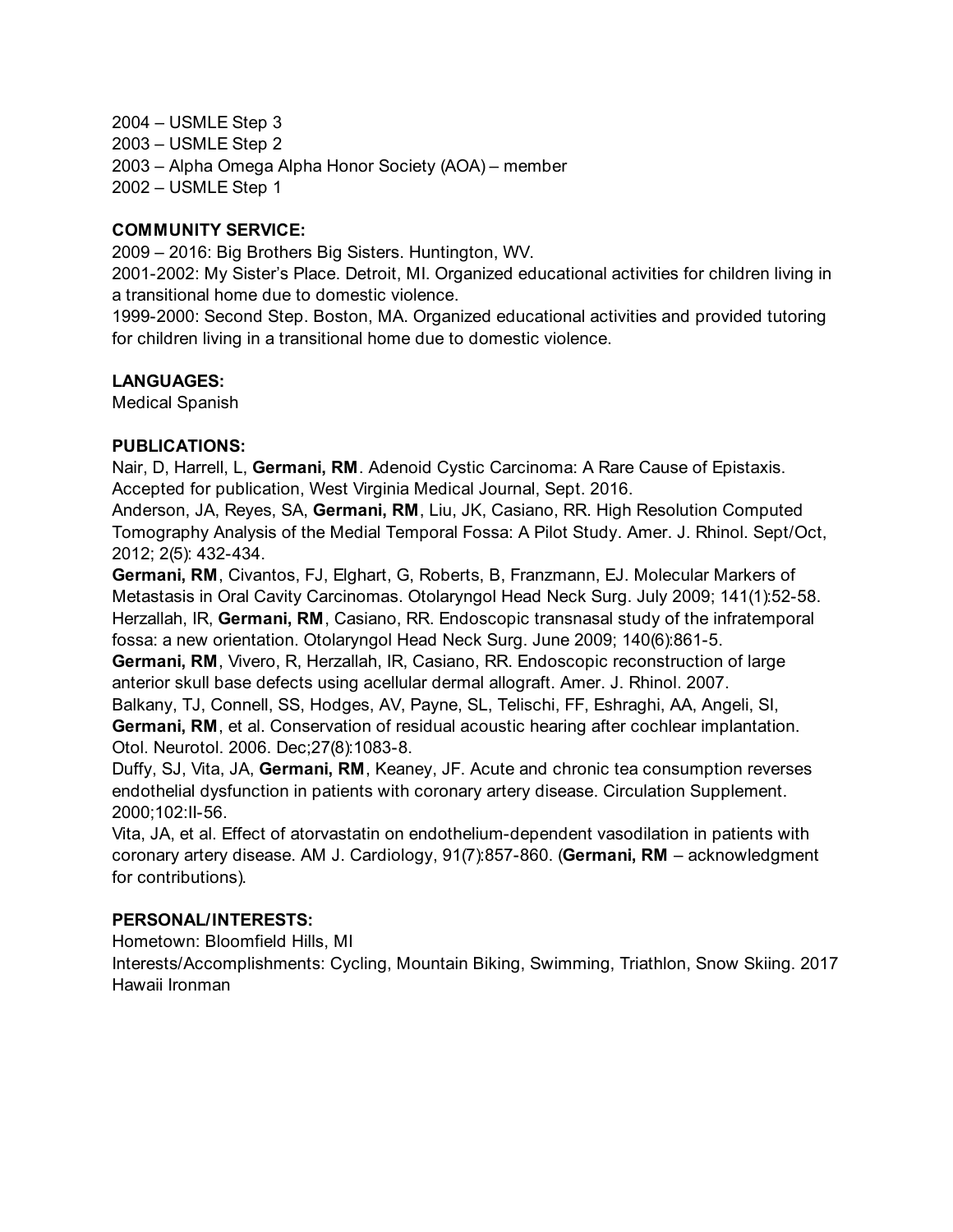2004 – USMLE Step 3
2003 – USMLE Step 2
2003 – Alpha Omega Alpha Honor Society (AOA) – member
2002 – USMLE Step 1

**COMMUNITY SERVICE:**
2009 – 2016: Big Brothers Big Sisters. Huntington, WV.
2001-2002: My Sister's Place. Detroit, MI. Organized educational activities for children living in a transitional home due to domestic violence.
1999-2000: Second Step. Boston, MA. Organized educational activities and provided tutoring for children living in a transitional home due to domestic violence.

**LANGUAGES:**
Medical Spanish

**PUBLICATIONS:**
Nair, D, Harrell, L, **Germani, RM**. Adenoid Cystic Carcinoma: A Rare Cause of Epistaxis. Accepted for publication, West Virginia Medical Journal, Sept. 2016.
Anderson, JA, Reyes, SA, **Germani, RM**, Liu, JK, Casiano, RR. High Resolution Computed Tomography Analysis of the Medial Temporal Fossa: A Pilot Study. Amer. J. Rhinol. Sept/Oct, 2012; 2(5): 432-434.
**Germani, RM**, Civantos, FJ, Elghart, G, Roberts, B, Franzmann, EJ. Molecular Markers of Metastasis in Oral Cavity Carcinomas. Otolaryngol Head Neck Surg. July 2009; 141(1):52-58.
Herzallah, IR, **Germani, RM**, Casiano, RR. Endoscopic transnasal study of the infratemporal fossa: a new orientation. Otolaryngol Head Neck Surg. June 2009; 140(6):861-5.
**Germani, RM**, Vivero, R, Herzallah, IR, Casiano, RR. Endoscopic reconstruction of large anterior skull base defects using acellular dermal allograft. Amer. J. Rhinol. 2007.
Balkany, TJ, Connell, SS, Hodges, AV, Payne, SL, Telischi, FF, Eshraghi, AA, Angeli, SI, **Germani, RM**, et al. Conservation of residual acoustic hearing after cochlear implantation. Otol. Neurotol. 2006. Dec;27(8):1083-8.
Duffy, SJ, Vita, JA, **Germani, RM**, Keaney, JF. Acute and chronic tea consumption reverses endothelial dysfunction in patients with coronary artery disease. Circulation Supplement. 2000;102:II-56.
Vita, JA, et al. Effect of atorvastatin on endothelium-dependent vasodilation in patients with coronary artery disease. AM J. Cardiology, 91(7):857-860. (**Germani, RM** – acknowledgment for contributions).

**PERSONAL/INTERESTS:**
Hometown: Bloomfield Hills, MI
Interests/Accomplishments: Cycling, Mountain Biking, Swimming, Triathlon, Snow Skiing. 2017 Hawaii Ironman